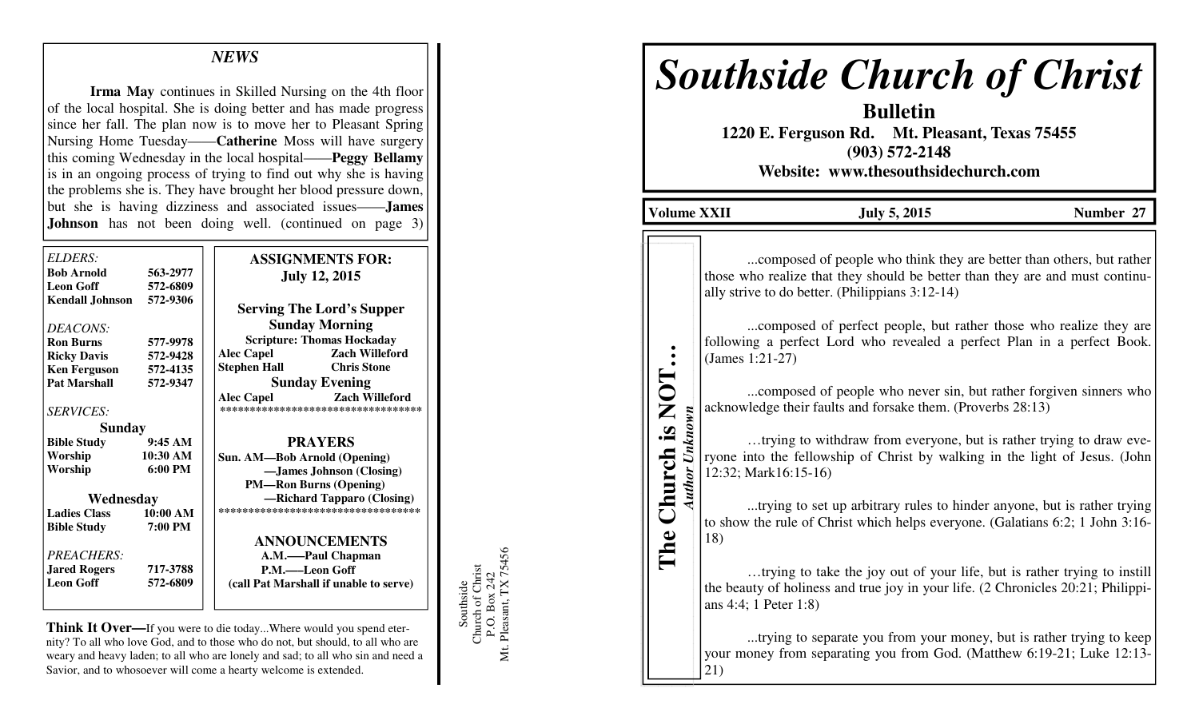# Southside Church of Christ

## Bulletin

**1220 E. Ferguson Rd. Mt. Pleasant, Texas 75455**
**(903) 572-2148**
**Website: www.thesouthsidechurch.com**

**Volume XXII** | **July 5, 2015** | **Number 27**

## The Church is NOT…

*Author Unknown*

...composed of people who think they are better than others, but rather those who realize that they should be better than they are and must continually strive to do better. (Philippians 3:12-14)

...composed of perfect people, but rather those who realize they are following a perfect Lord who revealed a perfect Plan in a perfect Book. (James 1:21-27)

...composed of people who never sin, but rather forgiven sinners who acknowledge their faults and forsake them. (Proverbs 28:13)

…trying to withdraw from everyone, but is rather trying to draw everyone into the fellowship of Christ by walking in the light of Jesus. (John 12:32; Mark16:15-16)

...trying to set up arbitrary rules to hinder anyone, but is rather trying to show the rule of Christ which helps everyone. (Galatians 6:2; 1 John 3:16-18)

…trying to take the joy out of your life, but is rather trying to instill the beauty of holiness and true joy in your life. (2 Chronicles 20:21; Philippians 4:4; 1 Peter 1:8)

...trying to separate you from your money, but is rather trying to keep your money from separating you from God. (Matthew 6:19-21; Luke 12:13-21)

---

## *NEWS*

**Irma May** continues in Skilled Nursing on the 4th floor of the local hospital. She is doing better and has made progress since her fall. The plan now is to move her to Pleasant Spring Nursing Home Tuesday——**Catherine** Moss will have surgery this coming Wednesday in the local hospital——**Peggy Bellamy** is in an ongoing process of trying to find out why she is having the problems she is. They have brought her blood pressure down, but she is having dizziness and associated issues——**James Johnson** has not been doing well. (continued on page 3)

*ELDERS:*

| | |
|---|---|
| **Bob Arnold** | **563-2977** |
| **Leon Goff** | **572-6809** |
| **Kendall Johnson** | **572-9306** |

*DEACONS:*

| | |
|---|---|
| **Ron Burns** | **577-9978** |
| **Ricky Davis** | **572-9428** |
| **Ken Ferguson** | **572-4135** |
| **Pat Marshall** | **572-9347** |

*SERVICES:*

**Sunday**

| | |
|---|---|
| **Bible Study** | **9:45 AM** |
| **Worship** | **10:30 AM** |
| **Worship** | **6:00 PM** |

**Wednesday**

| | |
|---|---|
| **Ladies Class** | **10:00 AM** |
| **Bible Study** | **7:00 PM** |

*PREACHERS:*

| | |
|---|---|
| **Jared Rogers** | **717-3788** |
| **Leon Goff** | **572-6809** |

### ASSIGNMENTS FOR: July 12, 2015

**Serving The Lord's Supper**

**Sunday Morning**

**Scripture: Thomas Hockaday**

| | |
|---|---|
| **Alec Capel** | **Zach Willeford** |
| **Stephen Hall** | **Chris Stone** |

**Sunday Evening**

| | |
|---|---|
| **Alec Capel** | **Zach Willeford** |

**PRAYERS**

**Sun. AM—Bob Arnold (Opening)**
**—James Johnson (Closing)**
**PM—Ron Burns (Opening)**
**—Richard Tapparo (Closing)**

**ANNOUNCEMENTS**

**A.M.——Paul Chapman**
**P.M.——Leon Goff**
**(call Pat Marshall if unable to serve)**

**Think It Over—**If you were to die today...Where would you spend eternity? To all who love God, and to those who do not, but should, to all who are weary and heavy laden; to all who are lonely and sad; to all who sin and need a Savior, and to whosoever will come a hearty welcome is extended.

Southside
Church of Christ
P.O. Box 242
Mt. Pleasant, TX 75456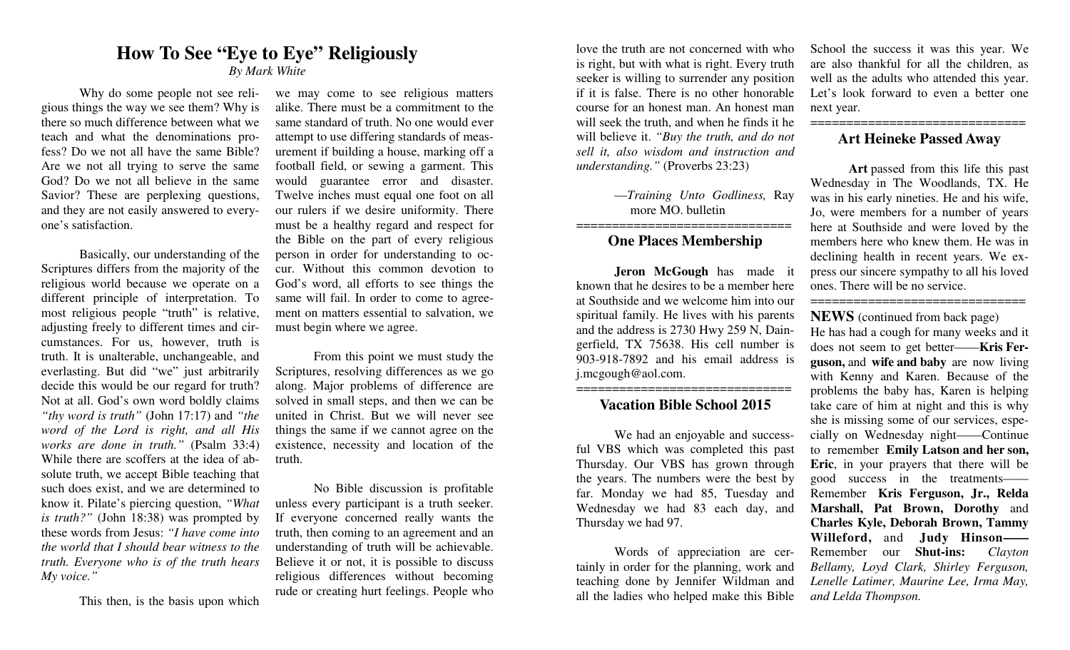# How To See "Eye to Eye" Religiously

*By Mark White*

Why do some people not see religious things the way we see them? Why is there so much difference between what we teach and what the denominations profess? Do we not all have the same Bible? Are we not all trying to serve the same God? Do we not all believe in the same Savior? These are perplexing questions, and they are not easily answered to everyone's satisfaction.

Basically, our understanding of the Scriptures differs from the majority of the religious world because we operate on a different principle of interpretation. To most religious people "truth" is relative, adjusting freely to different times and circumstances. For us, however, truth is truth. It is unalterable, unchangeable, and everlasting. But did "we" just arbitrarily decide this would be our regard for truth? Not at all. God's own word boldly claims *"thy word is truth"* (John 17:17) and *"the word of the Lord is right, and all His works are done in truth."* (Psalm 33:4) While there are scoffers at the idea of absolute truth, we accept Bible teaching that such does exist, and we are determined to know it. Pilate's piercing question, *"What is truth?"* (John 18:38) was prompted by these words from Jesus: *"I have come into the world that I should bear witness to the truth. Everyone who is of the truth hears My voice."*

This then, is the basis upon which we may come to see religious matters alike. There must be a commitment to the same standard of truth. No one would ever attempt to use differing standards of measurement if building a house, marking off a football field, or sewing a garment. This would guarantee error and disaster. Twelve inches must equal one foot on all our rulers if we desire uniformity. There must be a healthy regard and respect for the Bible on the part of every religious person in order for understanding to occur. Without this common devotion to God's word, all efforts to see things the same will fail. In order to come to agreement on matters essential to salvation, we must begin where we agree.

From this point we must study the Scriptures, resolving differences as we go along. Major problems of difference are solved in small steps, and then we can be united in Christ. But we will never see things the same if we cannot agree on the existence, necessity and location of the truth.

No Bible discussion is profitable unless every participant is a truth seeker. If everyone concerned really wants the truth, then coming to an agreement and an understanding of truth will be achievable. Believe it or not, it is possible to discuss religious differences without becoming rude or creating hurt feelings. People who love the truth are not concerned with who is right, but with what is right. Every truth seeker is willing to surrender any position if it is false. There is no other honorable course for an honest man. An honest man will seek the truth, and when he finds it he will believe it. *"Buy the truth, and do not sell it, also wisdom and instruction and understanding."* (Proverbs 23:23)

—*Training Unto Godliness,* Raymore MO. bulletin

==============================

## One Places Membership

**Jeron McGough** has made it known that he desires to be a member here at Southside and we welcome him into our spiritual family. He lives with his parents and the address is 2730 Hwy 259 N, Daingerfield, TX 75638. His cell number is 903-918-7892 and his email address is j.mcgough@aol.com.

==============================

## Vacation Bible School 2015

We had an enjoyable and successful VBS which was completed this past Thursday. Our VBS has grown through the years. The numbers were the best by far. Monday we had 85, Tuesday and Wednesday we had 83 each day, and Thursday we had 97.

Words of appreciation are certainly in order for the planning, work and teaching done by Jennifer Wildman and all the ladies who helped make this Bible School the success it was this year. We are also thankful for all the children, as well as the adults who attended this year. Let's look forward to even a better one next year.

==============================

## Art Heineke Passed Away

**Art** passed from this life this past Wednesday in The Woodlands, TX. He was in his early nineties. He and his wife, Jo, were members for a number of years here at Southside and were loved by the members here who knew them. He was in declining health in recent years. We express our sincere sympathy to all his loved ones. There will be no service.

==============================

**NEWS** (continued from back page)

He has had a cough for many weeks and it does not seem to get better——**Kris Ferguson,** and **wife and baby** are now living with Kenny and Karen. Because of the problems the baby has, Karen is helping take care of him at night and this is why she is missing some of our services, especially on Wednesday night——Continue to remember **Emily Latson and her son, Eric**, in your prayers that there will be good success in the treatments——Remember **Kris Ferguson, Jr., Relda Marshall, Pat Brown, Dorothy** and **Charles Kyle, Deborah Brown, Tammy Willeford,** and **Judy Hinson——** Remember our **Shut-ins:** *Clayton Bellamy, Loyd Clark, Shirley Ferguson, Lenelle Latimer, Maurine Lee, Irma May, and Lelda Thompson.*